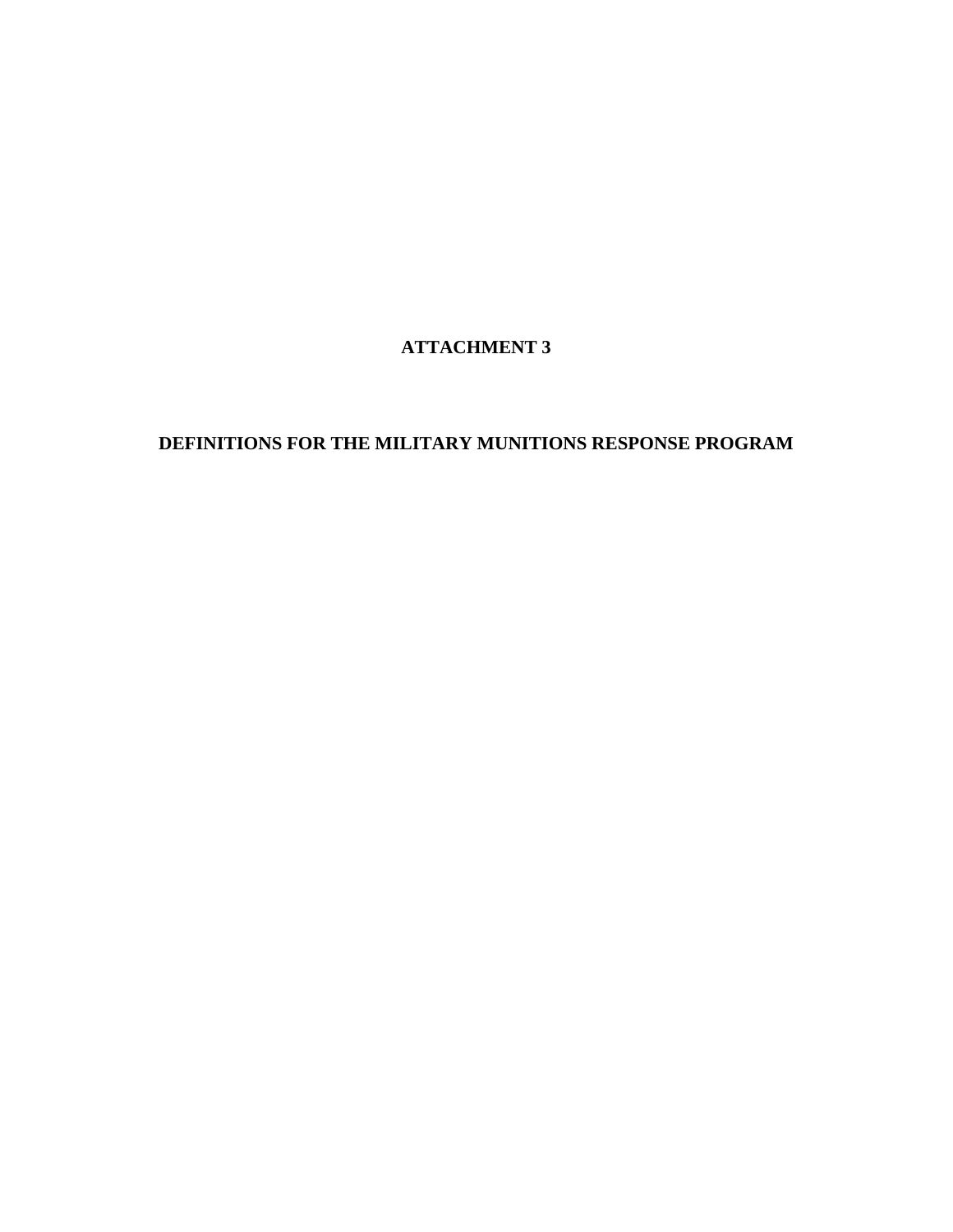# ATTACHMENT 3

## DEFINITIONS FOR THE MILITARY MUNITIONS RESPONSE PROGRAM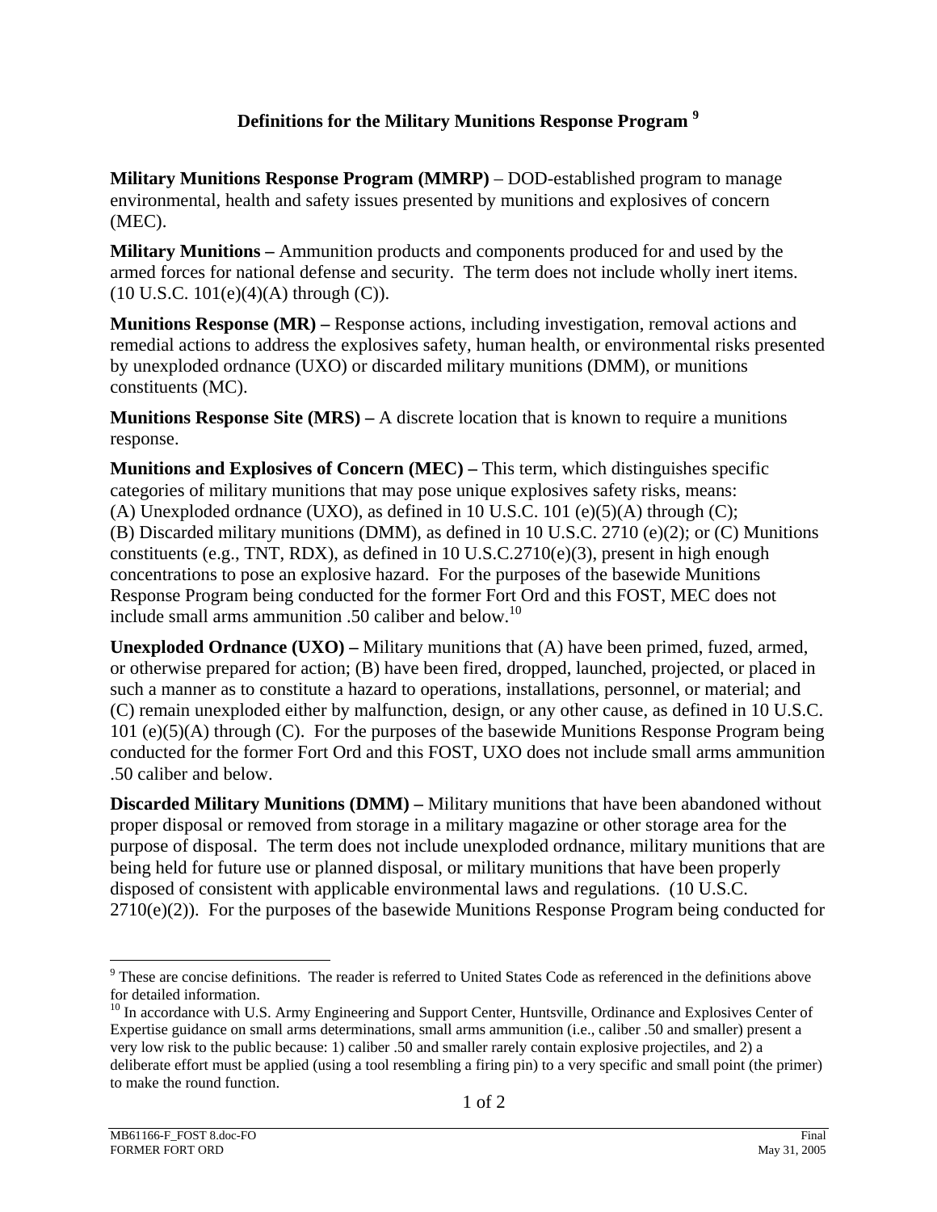## Definitions for the Military Munitions Response Program [9]

**Military Munitions Response Program (MMRP)** – DOD-established program to manage environmental, health and safety issues presented by munitions and explosives of concern (MEC).

**Military Munitions –** Ammunition products and components produced for and used by the armed forces for national defense and security. The term does not include wholly inert items. (10 U.S.C. 101(e)(4)(A) through (C)).

**Munitions Response (MR) –** Response actions, including investigation, removal actions and remedial actions to address the explosives safety, human health, or environmental risks presented by unexploded ordnance (UXO) or discarded military munitions (DMM), or munitions constituents (MC).

**Munitions Response Site (MRS) –** A discrete location that is known to require a munitions response.

**Munitions and Explosives of Concern (MEC) –** This term, which distinguishes specific categories of military munitions that may pose unique explosives safety risks, means: (A) Unexploded ordnance (UXO), as defined in 10 U.S.C. 101 (e)(5)(A) through (C); (B) Discarded military munitions (DMM), as defined in 10 U.S.C. 2710 (e)(2); or (C) Munitions constituents (e.g., TNT, RDX), as defined in 10 U.S.C.2710(e)(3), present in high enough concentrations to pose an explosive hazard. For the purposes of the basewide Munitions Response Program being conducted for the former Fort Ord and this FOST, MEC does not include small arms ammunition .50 caliber and below.[10]

**Unexploded Ordnance (UXO) –** Military munitions that (A) have been primed, fuzed, armed, or otherwise prepared for action; (B) have been fired, dropped, launched, projected, or placed in such a manner as to constitute a hazard to operations, installations, personnel, or material; and (C) remain unexploded either by malfunction, design, or any other cause, as defined in 10 U.S.C. 101 (e)(5)(A) through (C). For the purposes of the basewide Munitions Response Program being conducted for the former Fort Ord and this FOST, UXO does not include small arms ammunition .50 caliber and below.

**Discarded Military Munitions (DMM) –** Military munitions that have been abandoned without proper disposal or removed from storage in a military magazine or other storage area for the purpose of disposal. The term does not include unexploded ordnance, military munitions that are being held for future use or planned disposal, or military munitions that have been properly disposed of consistent with applicable environmental laws and regulations. (10 U.S.C. 2710(e)(2)). For the purposes of the basewide Munitions Response Program being conducted for

---

[9] These are concise definitions. The reader is referred to United States Code as referenced in the definitions above for detailed information.

[10] In accordance with U.S. Army Engineering and Support Center, Huntsville, Ordinance and Explosives Center of Expertise guidance on small arms determinations, small arms ammunition (i.e., caliber .50 and smaller) present a very low risk to the public because: 1) caliber .50 and smaller rarely contain explosive projectiles, and 2) a deliberate effort must be applied (using a tool resembling a firing pin) to a very specific and small point (the primer) to make the round function.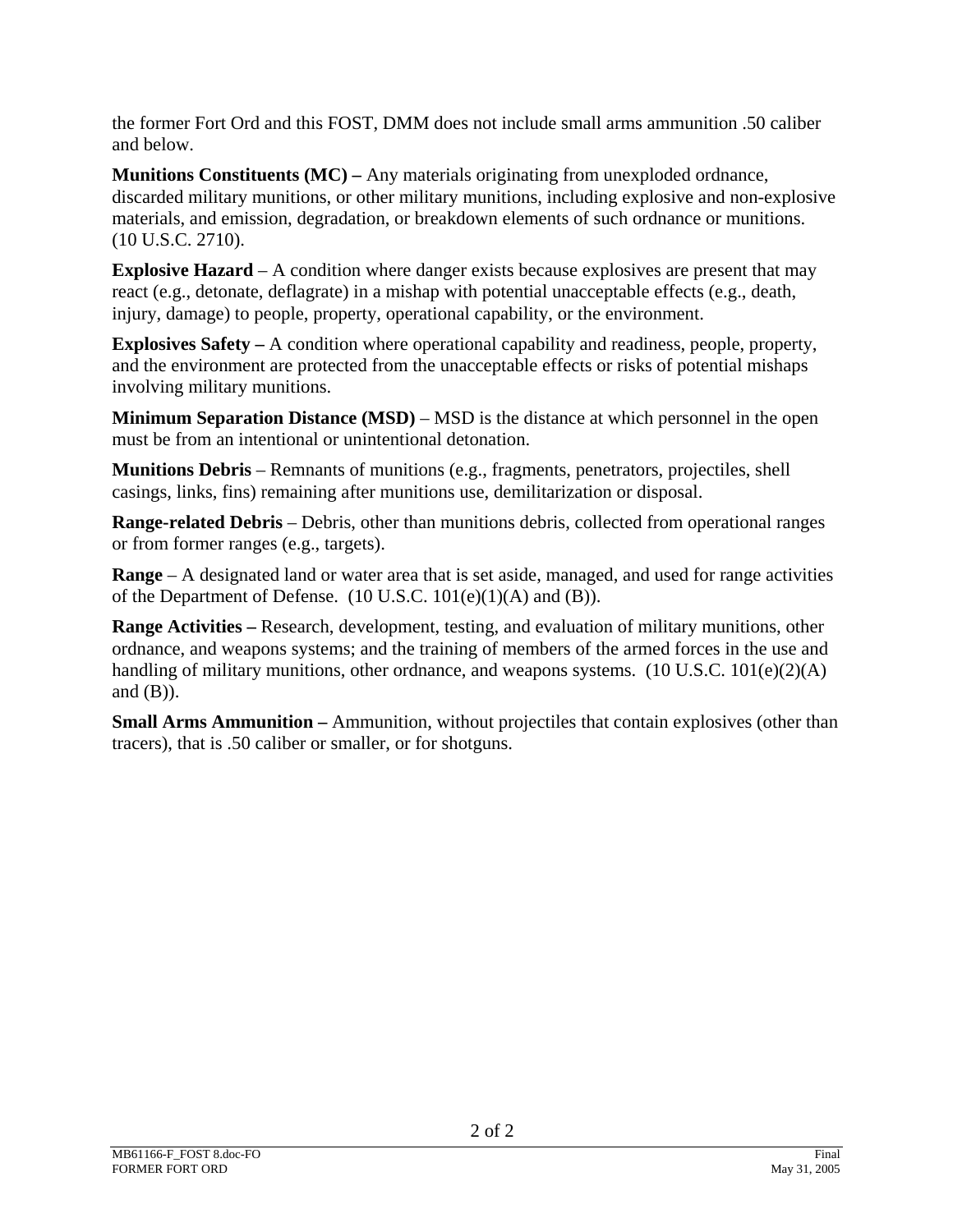the former Fort Ord and this FOST, DMM does not include small arms ammunition .50 caliber and below.

**Munitions Constituents (MC) –** Any materials originating from unexploded ordnance, discarded military munitions, or other military munitions, including explosive and non-explosive materials, and emission, degradation, or breakdown elements of such ordnance or munitions. (10 U.S.C. 2710).

**Explosive Hazard** – A condition where danger exists because explosives are present that may react (e.g., detonate, deflagrate) in a mishap with potential unacceptable effects (e.g., death, injury, damage) to people, property, operational capability, or the environment.

**Explosives Safety –** A condition where operational capability and readiness, people, property, and the environment are protected from the unacceptable effects or risks of potential mishaps involving military munitions.

**Minimum Separation Distance (MSD)** – MSD is the distance at which personnel in the open must be from an intentional or unintentional detonation.

**Munitions Debris** – Remnants of munitions (e.g., fragments, penetrators, projectiles, shell casings, links, fins) remaining after munitions use, demilitarization or disposal.

**Range-related Debris** – Debris, other than munitions debris, collected from operational ranges or from former ranges (e.g., targets).

**Range** – A designated land or water area that is set aside, managed, and used for range activities of the Department of Defense. (10 U.S.C. 101(e)(1)(A) and (B)).

**Range Activities –** Research, development, testing, and evaluation of military munitions, other ordnance, and weapons systems; and the training of members of the armed forces in the use and handling of military munitions, other ordnance, and weapons systems. (10 U.S.C. 101(e)(2)(A) and (B)).

**Small Arms Ammunition –** Ammunition, without projectiles that contain explosives (other than tracers), that is .50 caliber or smaller, or for shotguns.